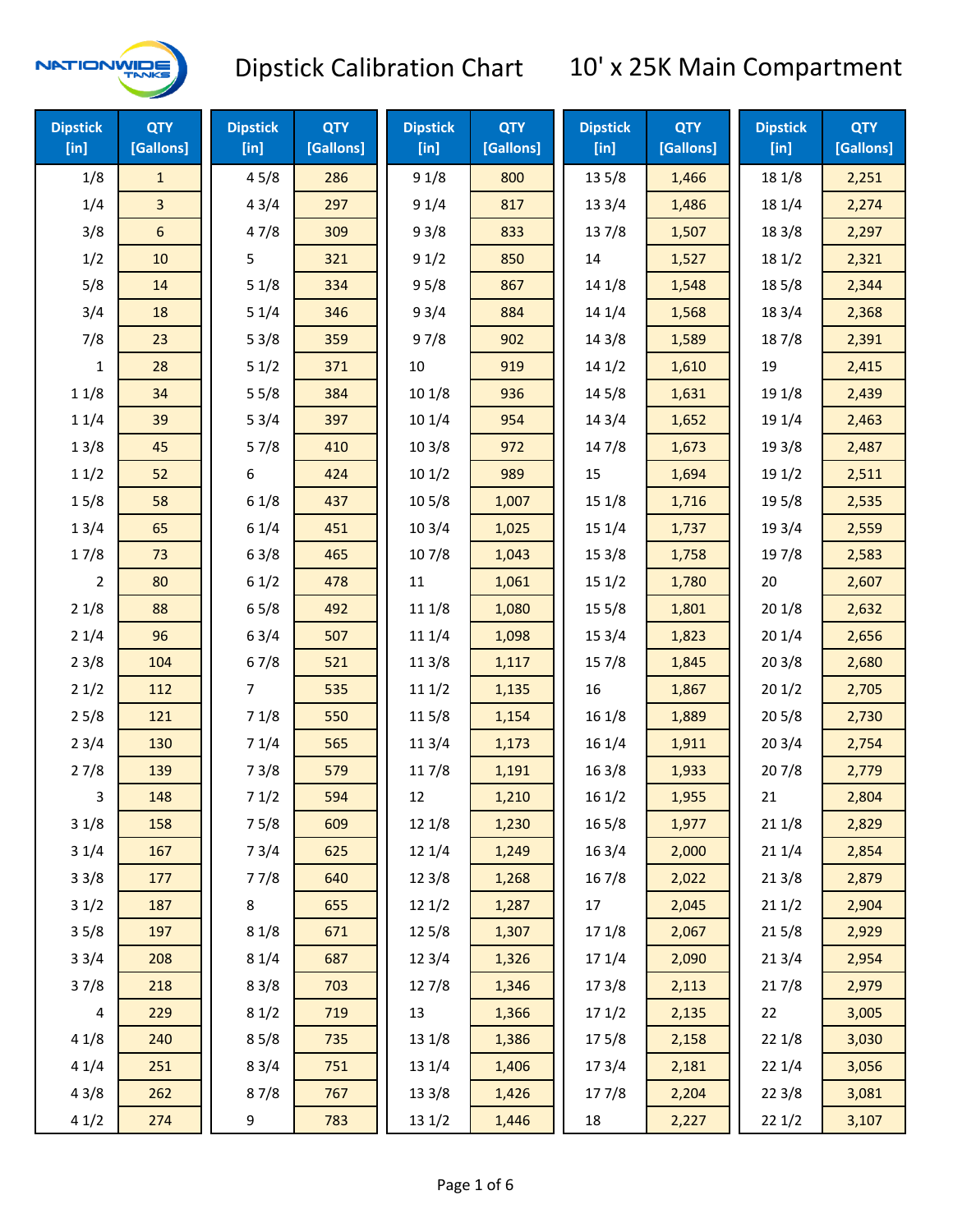# Dipstick Calibration Chart — 10' x 25K Main Compartment

| Dipstick [in] | QTY [Gallons] | Dipstick [in] | QTY [Gallons] | Dipstick [in] | QTY [Gallons] | Dipstick [in] | QTY [Gallons] | Dipstick [in] | QTY [Gallons] |
|---|---|---|---|---|---|---|---|---|---|
| 1/8 | 1 | 4 5/8 | 286 | 9 1/8 | 800 | 13 5/8 | 1,466 | 18 1/8 | 2,251 |
| 1/4 | 3 | 4 3/4 | 297 | 9 1/4 | 817 | 13 3/4 | 1,486 | 18 1/4 | 2,274 |
| 3/8 | 6 | 4 7/8 | 309 | 9 3/8 | 833 | 13 7/8 | 1,507 | 18 3/8 | 2,297 |
| 1/2 | 10 | 5 | 321 | 9 1/2 | 850 | 14 | 1,527 | 18 1/2 | 2,321 |
| 5/8 | 14 | 5 1/8 | 334 | 9 5/8 | 867 | 14 1/8 | 1,548 | 18 5/8 | 2,344 |
| 3/4 | 18 | 5 1/4 | 346 | 9 3/4 | 884 | 14 1/4 | 1,568 | 18 3/4 | 2,368 |
| 7/8 | 23 | 5 3/8 | 359 | 9 7/8 | 902 | 14 3/8 | 1,589 | 18 7/8 | 2,391 |
| 1 | 28 | 5 1/2 | 371 | 10 | 919 | 14 1/2 | 1,610 | 19 | 2,415 |
| 1 1/8 | 34 | 5 5/8 | 384 | 10 1/8 | 936 | 14 5/8 | 1,631 | 19 1/8 | 2,439 |
| 1 1/4 | 39 | 5 3/4 | 397 | 10 1/4 | 954 | 14 3/4 | 1,652 | 19 1/4 | 2,463 |
| 1 3/8 | 45 | 5 7/8 | 410 | 10 3/8 | 972 | 14 7/8 | 1,673 | 19 3/8 | 2,487 |
| 1 1/2 | 52 | 6 | 424 | 10 1/2 | 989 | 15 | 1,694 | 19 1/2 | 2,511 |
| 1 5/8 | 58 | 6 1/8 | 437 | 10 5/8 | 1,007 | 15 1/8 | 1,716 | 19 5/8 | 2,535 |
| 1 3/4 | 65 | 6 1/4 | 451 | 10 3/4 | 1,025 | 15 1/4 | 1,737 | 19 3/4 | 2,559 |
| 1 7/8 | 73 | 6 3/8 | 465 | 10 7/8 | 1,043 | 15 3/8 | 1,758 | 19 7/8 | 2,583 |
| 2 | 80 | 6 1/2 | 478 | 11 | 1,061 | 15 1/2 | 1,780 | 20 | 2,607 |
| 2 1/8 | 88 | 6 5/8 | 492 | 11 1/8 | 1,080 | 15 5/8 | 1,801 | 20 1/8 | 2,632 |
| 2 1/4 | 96 | 6 3/4 | 507 | 11 1/4 | 1,098 | 15 3/4 | 1,823 | 20 1/4 | 2,656 |
| 2 3/8 | 104 | 6 7/8 | 521 | 11 3/8 | 1,117 | 15 7/8 | 1,845 | 20 3/8 | 2,680 |
| 2 1/2 | 112 | 7 | 535 | 11 1/2 | 1,135 | 16 | 1,867 | 20 1/2 | 2,705 |
| 2 5/8 | 121 | 7 1/8 | 550 | 11 5/8 | 1,154 | 16 1/8 | 1,889 | 20 5/8 | 2,730 |
| 2 3/4 | 130 | 7 1/4 | 565 | 11 3/4 | 1,173 | 16 1/4 | 1,911 | 20 3/4 | 2,754 |
| 2 7/8 | 139 | 7 3/8 | 579 | 11 7/8 | 1,191 | 16 3/8 | 1,933 | 20 7/8 | 2,779 |
| 3 | 148 | 7 1/2 | 594 | 12 | 1,210 | 16 1/2 | 1,955 | 21 | 2,804 |
| 3 1/8 | 158 | 7 5/8 | 609 | 12 1/8 | 1,230 | 16 5/8 | 1,977 | 21 1/8 | 2,829 |
| 3 1/4 | 167 | 7 3/4 | 625 | 12 1/4 | 1,249 | 16 3/4 | 2,000 | 21 1/4 | 2,854 |
| 3 3/8 | 177 | 7 7/8 | 640 | 12 3/8 | 1,268 | 16 7/8 | 2,022 | 21 3/8 | 2,879 |
| 3 1/2 | 187 | 8 | 655 | 12 1/2 | 1,287 | 17 | 2,045 | 21 1/2 | 2,904 |
| 3 5/8 | 197 | 8 1/8 | 671 | 12 5/8 | 1,307 | 17 1/8 | 2,067 | 21 5/8 | 2,929 |
| 3 3/4 | 208 | 8 1/4 | 687 | 12 3/4 | 1,326 | 17 1/4 | 2,090 | 21 3/4 | 2,954 |
| 3 7/8 | 218 | 8 3/8 | 703 | 12 7/8 | 1,346 | 17 3/8 | 2,113 | 21 7/8 | 2,979 |
| 4 | 229 | 8 1/2 | 719 | 13 | 1,366 | 17 1/2 | 2,135 | 22 | 3,005 |
| 4 1/8 | 240 | 8 5/8 | 735 | 13 1/8 | 1,386 | 17 5/8 | 2,158 | 22 1/8 | 3,030 |
| 4 1/4 | 251 | 8 3/4 | 751 | 13 1/4 | 1,406 | 17 3/4 | 2,181 | 22 1/4 | 3,056 |
| 4 3/8 | 262 | 8 7/8 | 767 | 13 3/8 | 1,426 | 17 7/8 | 2,204 | 22 3/8 | 3,081 |
| 4 1/2 | 274 | 9 | 783 | 13 1/2 | 1,446 | 18 | 2,227 | 22 1/2 | 3,107 |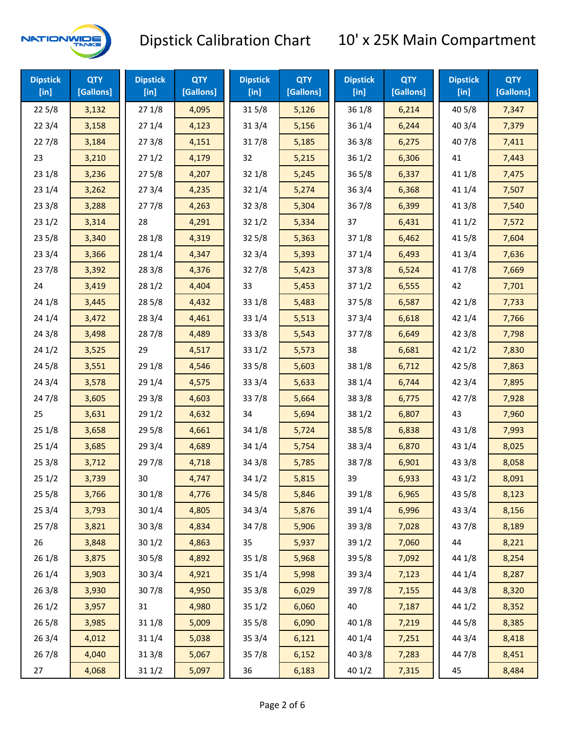# Dipstick Calibration Chart 10' x 25K Main Compartment

| Dipstick [in] | QTY [Gallons] | Dipstick [in] | QTY [Gallons] | Dipstick [in] | QTY [Gallons] | Dipstick [in] | QTY [Gallons] | Dipstick [in] | QTY [Gallons] |
|---|---|---|---|---|---|---|---|---|---|
| 22 5/8 | 3,132 | 27 1/8 | 4,095 | 31 5/8 | 5,126 | 36 1/8 | 6,214 | 40 5/8 | 7,347 |
| 22 3/4 | 3,158 | 27 1/4 | 4,123 | 31 3/4 | 5,156 | 36 1/4 | 6,244 | 40 3/4 | 7,379 |
| 22 7/8 | 3,184 | 27 3/8 | 4,151 | 31 7/8 | 5,185 | 36 3/8 | 6,275 | 40 7/8 | 7,411 |
| 23 | 3,210 | 27 1/2 | 4,179 | 32 | 5,215 | 36 1/2 | 6,306 | 41 | 7,443 |
| 23 1/8 | 3,236 | 27 5/8 | 4,207 | 32 1/8 | 5,245 | 36 5/8 | 6,337 | 41 1/8 | 7,475 |
| 23 1/4 | 3,262 | 27 3/4 | 4,235 | 32 1/4 | 5,274 | 36 3/4 | 6,368 | 41 1/4 | 7,507 |
| 23 3/8 | 3,288 | 27 7/8 | 4,263 | 32 3/8 | 5,304 | 36 7/8 | 6,399 | 41 3/8 | 7,540 |
| 23 1/2 | 3,314 | 28 | 4,291 | 32 1/2 | 5,334 | 37 | 6,431 | 41 1/2 | 7,572 |
| 23 5/8 | 3,340 | 28 1/8 | 4,319 | 32 5/8 | 5,363 | 37 1/8 | 6,462 | 41 5/8 | 7,604 |
| 23 3/4 | 3,366 | 28 1/4 | 4,347 | 32 3/4 | 5,393 | 37 1/4 | 6,493 | 41 3/4 | 7,636 |
| 23 7/8 | 3,392 | 28 3/8 | 4,376 | 32 7/8 | 5,423 | 37 3/8 | 6,524 | 41 7/8 | 7,669 |
| 24 | 3,419 | 28 1/2 | 4,404 | 33 | 5,453 | 37 1/2 | 6,555 | 42 | 7,701 |
| 24 1/8 | 3,445 | 28 5/8 | 4,432 | 33 1/8 | 5,483 | 37 5/8 | 6,587 | 42 1/8 | 7,733 |
| 24 1/4 | 3,472 | 28 3/4 | 4,461 | 33 1/4 | 5,513 | 37 3/4 | 6,618 | 42 1/4 | 7,766 |
| 24 3/8 | 3,498 | 28 7/8 | 4,489 | 33 3/8 | 5,543 | 37 7/8 | 6,649 | 42 3/8 | 7,798 |
| 24 1/2 | 3,525 | 29 | 4,517 | 33 1/2 | 5,573 | 38 | 6,681 | 42 1/2 | 7,830 |
| 24 5/8 | 3,551 | 29 1/8 | 4,546 | 33 5/8 | 5,603 | 38 1/8 | 6,712 | 42 5/8 | 7,863 |
| 24 3/4 | 3,578 | 29 1/4 | 4,575 | 33 3/4 | 5,633 | 38 1/4 | 6,744 | 42 3/4 | 7,895 |
| 24 7/8 | 3,605 | 29 3/8 | 4,603 | 33 7/8 | 5,664 | 38 3/8 | 6,775 | 42 7/8 | 7,928 |
| 25 | 3,631 | 29 1/2 | 4,632 | 34 | 5,694 | 38 1/2 | 6,807 | 43 | 7,960 |
| 25 1/8 | 3,658 | 29 5/8 | 4,661 | 34 1/8 | 5,724 | 38 5/8 | 6,838 | 43 1/8 | 7,993 |
| 25 1/4 | 3,685 | 29 3/4 | 4,689 | 34 1/4 | 5,754 | 38 3/4 | 6,870 | 43 1/4 | 8,025 |
| 25 3/8 | 3,712 | 29 7/8 | 4,718 | 34 3/8 | 5,785 | 38 7/8 | 6,901 | 43 3/8 | 8,058 |
| 25 1/2 | 3,739 | 30 | 4,747 | 34 1/2 | 5,815 | 39 | 6,933 | 43 1/2 | 8,091 |
| 25 5/8 | 3,766 | 30 1/8 | 4,776 | 34 5/8 | 5,846 | 39 1/8 | 6,965 | 43 5/8 | 8,123 |
| 25 3/4 | 3,793 | 30 1/4 | 4,805 | 34 3/4 | 5,876 | 39 1/4 | 6,996 | 43 3/4 | 8,156 |
| 25 7/8 | 3,821 | 30 3/8 | 4,834 | 34 7/8 | 5,906 | 39 3/8 | 7,028 | 43 7/8 | 8,189 |
| 26 | 3,848 | 30 1/2 | 4,863 | 35 | 5,937 | 39 1/2 | 7,060 | 44 | 8,221 |
| 26 1/8 | 3,875 | 30 5/8 | 4,892 | 35 1/8 | 5,968 | 39 5/8 | 7,092 | 44 1/8 | 8,254 |
| 26 1/4 | 3,903 | 30 3/4 | 4,921 | 35 1/4 | 5,998 | 39 3/4 | 7,123 | 44 1/4 | 8,287 |
| 26 3/8 | 3,930 | 30 7/8 | 4,950 | 35 3/8 | 6,029 | 39 7/8 | 7,155 | 44 3/8 | 8,320 |
| 26 1/2 | 3,957 | 31 | 4,980 | 35 1/2 | 6,060 | 40 | 7,187 | 44 1/2 | 8,352 |
| 26 5/8 | 3,985 | 31 1/8 | 5,009 | 35 5/8 | 6,090 | 40 1/8 | 7,219 | 44 5/8 | 8,385 |
| 26 3/4 | 4,012 | 31 1/4 | 5,038 | 35 3/4 | 6,121 | 40 1/4 | 7,251 | 44 3/4 | 8,418 |
| 26 7/8 | 4,040 | 31 3/8 | 5,067 | 35 7/8 | 6,152 | 40 3/8 | 7,283 | 44 7/8 | 8,451 |
| 27 | 4,068 | 31 1/2 | 5,097 | 36 | 6,183 | 40 1/2 | 7,315 | 45 | 8,484 |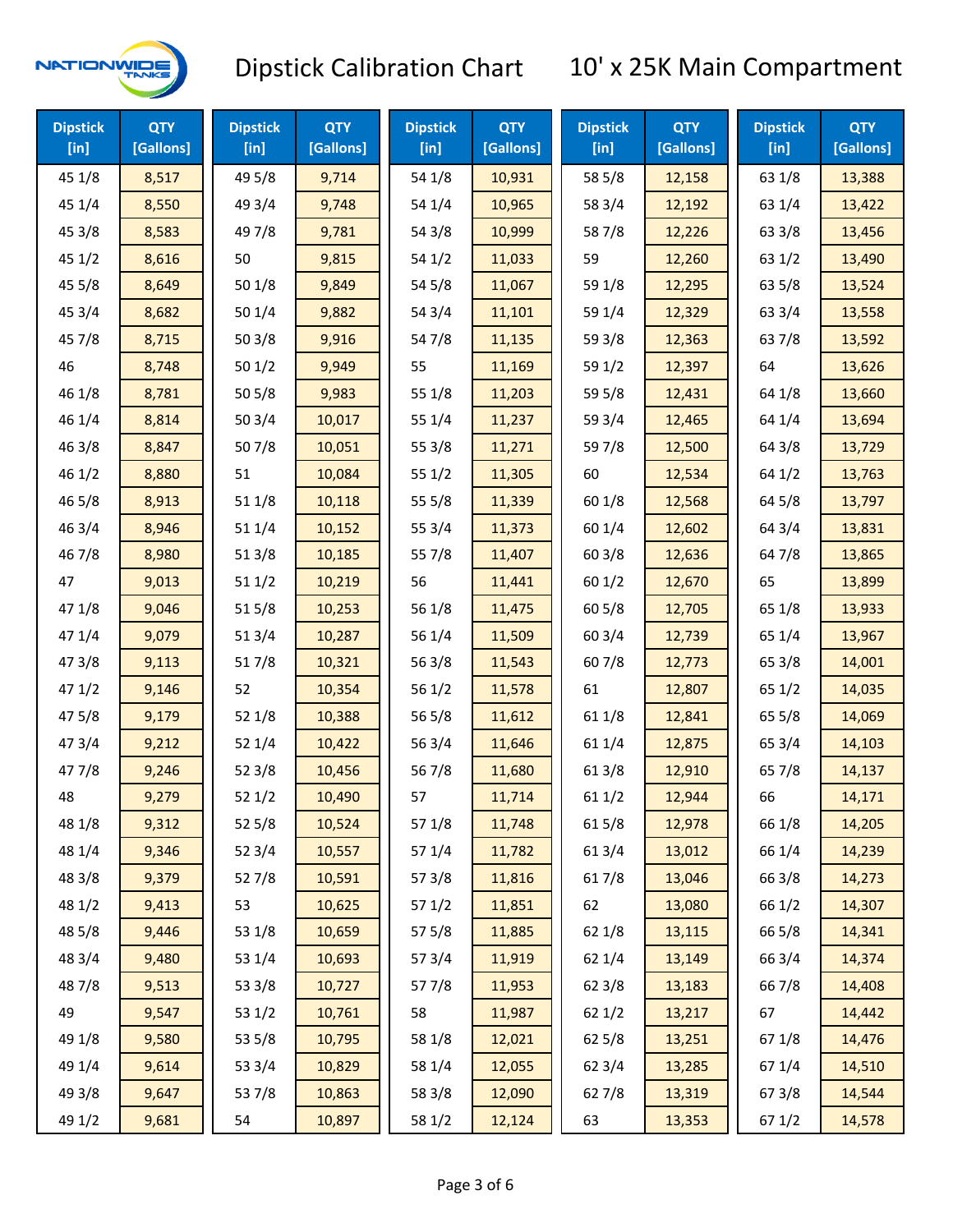# Dipstick Calibration Chart 10' x 25K Main Compartment

| Dipstick [in] | QTY [Gallons] | Dipstick [in] | QTY [Gallons] | Dipstick [in] | QTY [Gallons] | Dipstick [in] | QTY [Gallons] | Dipstick [in] | QTY [Gallons] |
|---|---|---|---|---|---|---|---|---|---|
| 45 1/8 | 8,517 | 49 5/8 | 9,714 | 54 1/8 | 10,931 | 58 5/8 | 12,158 | 63 1/8 | 13,388 |
| 45 1/4 | 8,550 | 49 3/4 | 9,748 | 54 1/4 | 10,965 | 58 3/4 | 12,192 | 63 1/4 | 13,422 |
| 45 3/8 | 8,583 | 49 7/8 | 9,781 | 54 3/8 | 10,999 | 58 7/8 | 12,226 | 63 3/8 | 13,456 |
| 45 1/2 | 8,616 | 50 | 9,815 | 54 1/2 | 11,033 | 59 | 12,260 | 63 1/2 | 13,490 |
| 45 5/8 | 8,649 | 50 1/8 | 9,849 | 54 5/8 | 11,067 | 59 1/8 | 12,295 | 63 5/8 | 13,524 |
| 45 3/4 | 8,682 | 50 1/4 | 9,882 | 54 3/4 | 11,101 | 59 1/4 | 12,329 | 63 3/4 | 13,558 |
| 45 7/8 | 8,715 | 50 3/8 | 9,916 | 54 7/8 | 11,135 | 59 3/8 | 12,363 | 63 7/8 | 13,592 |
| 46 | 8,748 | 50 1/2 | 9,949 | 55 | 11,169 | 59 1/2 | 12,397 | 64 | 13,626 |
| 46 1/8 | 8,781 | 50 5/8 | 9,983 | 55 1/8 | 11,203 | 59 5/8 | 12,431 | 64 1/8 | 13,660 |
| 46 1/4 | 8,814 | 50 3/4 | 10,017 | 55 1/4 | 11,237 | 59 3/4 | 12,465 | 64 1/4 | 13,694 |
| 46 3/8 | 8,847 | 50 7/8 | 10,051 | 55 3/8 | 11,271 | 59 7/8 | 12,500 | 64 3/8 | 13,729 |
| 46 1/2 | 8,880 | 51 | 10,084 | 55 1/2 | 11,305 | 60 | 12,534 | 64 1/2 | 13,763 |
| 46 5/8 | 8,913 | 51 1/8 | 10,118 | 55 5/8 | 11,339 | 60 1/8 | 12,568 | 64 5/8 | 13,797 |
| 46 3/4 | 8,946 | 51 1/4 | 10,152 | 55 3/4 | 11,373 | 60 1/4 | 12,602 | 64 3/4 | 13,831 |
| 46 7/8 | 8,980 | 51 3/8 | 10,185 | 55 7/8 | 11,407 | 60 3/8 | 12,636 | 64 7/8 | 13,865 |
| 47 | 9,013 | 51 1/2 | 10,219 | 56 | 11,441 | 60 1/2 | 12,670 | 65 | 13,899 |
| 47 1/8 | 9,046 | 51 5/8 | 10,253 | 56 1/8 | 11,475 | 60 5/8 | 12,705 | 65 1/8 | 13,933 |
| 47 1/4 | 9,079 | 51 3/4 | 10,287 | 56 1/4 | 11,509 | 60 3/4 | 12,739 | 65 1/4 | 13,967 |
| 47 3/8 | 9,113 | 51 7/8 | 10,321 | 56 3/8 | 11,543 | 60 7/8 | 12,773 | 65 3/8 | 14,001 |
| 47 1/2 | 9,146 | 52 | 10,354 | 56 1/2 | 11,578 | 61 | 12,807 | 65 1/2 | 14,035 |
| 47 5/8 | 9,179 | 52 1/8 | 10,388 | 56 5/8 | 11,612 | 61 1/8 | 12,841 | 65 5/8 | 14,069 |
| 47 3/4 | 9,212 | 52 1/4 | 10,422 | 56 3/4 | 11,646 | 61 1/4 | 12,875 | 65 3/4 | 14,103 |
| 47 7/8 | 9,246 | 52 3/8 | 10,456 | 56 7/8 | 11,680 | 61 3/8 | 12,910 | 65 7/8 | 14,137 |
| 48 | 9,279 | 52 1/2 | 10,490 | 57 | 11,714 | 61 1/2 | 12,944 | 66 | 14,171 |
| 48 1/8 | 9,312 | 52 5/8 | 10,524 | 57 1/8 | 11,748 | 61 5/8 | 12,978 | 66 1/8 | 14,205 |
| 48 1/4 | 9,346 | 52 3/4 | 10,557 | 57 1/4 | 11,782 | 61 3/4 | 13,012 | 66 1/4 | 14,239 |
| 48 3/8 | 9,379 | 52 7/8 | 10,591 | 57 3/8 | 11,816 | 61 7/8 | 13,046 | 66 3/8 | 14,273 |
| 48 1/2 | 9,413 | 53 | 10,625 | 57 1/2 | 11,851 | 62 | 13,080 | 66 1/2 | 14,307 |
| 48 5/8 | 9,446 | 53 1/8 | 10,659 | 57 5/8 | 11,885 | 62 1/8 | 13,115 | 66 5/8 | 14,341 |
| 48 3/4 | 9,480 | 53 1/4 | 10,693 | 57 3/4 | 11,919 | 62 1/4 | 13,149 | 66 3/4 | 14,374 |
| 48 7/8 | 9,513 | 53 3/8 | 10,727 | 57 7/8 | 11,953 | 62 3/8 | 13,183 | 66 7/8 | 14,408 |
| 49 | 9,547 | 53 1/2 | 10,761 | 58 | 11,987 | 62 1/2 | 13,217 | 67 | 14,442 |
| 49 1/8 | 9,580 | 53 5/8 | 10,795 | 58 1/8 | 12,021 | 62 5/8 | 13,251 | 67 1/8 | 14,476 |
| 49 1/4 | 9,614 | 53 3/4 | 10,829 | 58 1/4 | 12,055 | 62 3/4 | 13,285 | 67 1/4 | 14,510 |
| 49 3/8 | 9,647 | 53 7/8 | 10,863 | 58 3/8 | 12,090 | 62 7/8 | 13,319 | 67 3/8 | 14,544 |
| 49 1/2 | 9,681 | 54 | 10,897 | 58 1/2 | 12,124 | 63 | 13,353 | 67 1/2 | 14,578 |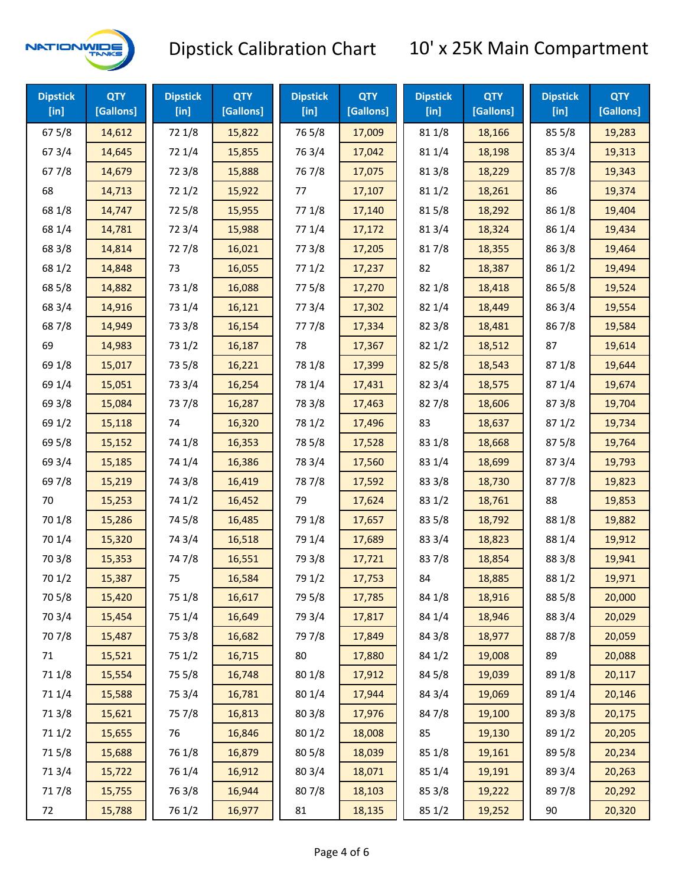# Dipstick Calibration Chart — 10' x 25K Main Compartment

| Dipstick [in] | QTY [Gallons] |
|---|---|
| 67 5/8 | 14,612 |
| 67 3/4 | 14,645 |
| 67 7/8 | 14,679 |
| 68 | 14,713 |
| 68 1/8 | 14,747 |
| 68 1/4 | 14,781 |
| 68 3/8 | 14,814 |
| 68 1/2 | 14,848 |
| 68 5/8 | 14,882 |
| 68 3/4 | 14,916 |
| 68 7/8 | 14,949 |
| 69 | 14,983 |
| 69 1/8 | 15,017 |
| 69 1/4 | 15,051 |
| 69 3/8 | 15,084 |
| 69 1/2 | 15,118 |
| 69 5/8 | 15,152 |
| 69 3/4 | 15,185 |
| 69 7/8 | 15,219 |
| 70 | 15,253 |
| 70 1/8 | 15,286 |
| 70 1/4 | 15,320 |
| 70 3/8 | 15,353 |
| 70 1/2 | 15,387 |
| 70 5/8 | 15,420 |
| 70 3/4 | 15,454 |
| 70 7/8 | 15,487 |
| 71 | 15,521 |
| 71 1/8 | 15,554 |
| 71 1/4 | 15,588 |
| 71 3/8 | 15,621 |
| 71 1/2 | 15,655 |
| 71 5/8 | 15,688 |
| 71 3/4 | 15,722 |
| 71 7/8 | 15,755 |
| 72 | 15,788 |
| 72 1/8 | 15,822 |
| 72 1/4 | 15,855 |
| 72 3/8 | 15,888 |
| 72 1/2 | 15,922 |
| 72 5/8 | 15,955 |
| 72 3/4 | 15,988 |
| 72 7/8 | 16,021 |
| 73 | 16,055 |
| 73 1/8 | 16,088 |
| 73 1/4 | 16,121 |
| 73 3/8 | 16,154 |
| 73 1/2 | 16,187 |
| 73 5/8 | 16,221 |
| 73 3/4 | 16,254 |
| 73 7/8 | 16,287 |
| 74 | 16,320 |
| 74 1/8 | 16,353 |
| 74 1/4 | 16,386 |
| 74 3/8 | 16,419 |
| 74 1/2 | 16,452 |
| 74 5/8 | 16,485 |
| 74 3/4 | 16,518 |
| 74 7/8 | 16,551 |
| 75 | 16,584 |
| 75 1/8 | 16,617 |
| 75 1/4 | 16,649 |
| 75 3/8 | 16,682 |
| 75 1/2 | 16,715 |
| 75 5/8 | 16,748 |
| 75 3/4 | 16,781 |
| 75 7/8 | 16,813 |
| 76 | 16,846 |
| 76 1/8 | 16,879 |
| 76 1/4 | 16,912 |
| 76 3/8 | 16,944 |
| 76 1/2 | 16,977 |
| 76 5/8 | 17,009 |
| 76 3/4 | 17,042 |
| 76 7/8 | 17,075 |
| 77 | 17,107 |
| 77 1/8 | 17,140 |
| 77 1/4 | 17,172 |
| 77 3/8 | 17,205 |
| 77 1/2 | 17,237 |
| 77 5/8 | 17,270 |
| 77 3/4 | 17,302 |
| 77 7/8 | 17,334 |
| 78 | 17,367 |
| 78 1/8 | 17,399 |
| 78 1/4 | 17,431 |
| 78 3/8 | 17,463 |
| 78 1/2 | 17,496 |
| 78 5/8 | 17,528 |
| 78 3/4 | 17,560 |
| 78 7/8 | 17,592 |
| 79 | 17,624 |
| 79 1/8 | 17,657 |
| 79 1/4 | 17,689 |
| 79 3/8 | 17,721 |
| 79 1/2 | 17,753 |
| 79 5/8 | 17,785 |
| 79 3/4 | 17,817 |
| 79 7/8 | 17,849 |
| 80 | 17,880 |
| 80 1/8 | 17,912 |
| 80 1/4 | 17,944 |
| 80 3/8 | 17,976 |
| 80 1/2 | 18,008 |
| 80 5/8 | 18,039 |
| 80 3/4 | 18,071 |
| 80 7/8 | 18,103 |
| 81 | 18,135 |
| 81 1/8 | 18,166 |
| 81 1/4 | 18,198 |
| 81 3/8 | 18,229 |
| 81 1/2 | 18,261 |
| 81 5/8 | 18,292 |
| 81 3/4 | 18,324 |
| 81 7/8 | 18,355 |
| 82 | 18,387 |
| 82 1/8 | 18,418 |
| 82 1/4 | 18,449 |
| 82 3/8 | 18,481 |
| 82 1/2 | 18,512 |
| 82 5/8 | 18,543 |
| 82 3/4 | 18,575 |
| 82 7/8 | 18,606 |
| 83 | 18,637 |
| 83 1/8 | 18,668 |
| 83 1/4 | 18,699 |
| 83 3/8 | 18,730 |
| 83 1/2 | 18,761 |
| 83 5/8 | 18,792 |
| 83 3/4 | 18,823 |
| 83 7/8 | 18,854 |
| 84 | 18,885 |
| 84 1/8 | 18,916 |
| 84 1/4 | 18,946 |
| 84 3/8 | 18,977 |
| 84 1/2 | 19,008 |
| 84 5/8 | 19,039 |
| 84 3/4 | 19,069 |
| 84 7/8 | 19,100 |
| 85 | 19,130 |
| 85 1/8 | 19,161 |
| 85 1/4 | 19,191 |
| 85 3/8 | 19,222 |
| 85 1/2 | 19,252 |
| 85 5/8 | 19,283 |
| 85 3/4 | 19,313 |
| 85 7/8 | 19,343 |
| 86 | 19,374 |
| 86 1/8 | 19,404 |
| 86 1/4 | 19,434 |
| 86 3/8 | 19,464 |
| 86 1/2 | 19,494 |
| 86 5/8 | 19,524 |
| 86 3/4 | 19,554 |
| 86 7/8 | 19,584 |
| 87 | 19,614 |
| 87 1/8 | 19,644 |
| 87 1/4 | 19,674 |
| 87 3/8 | 19,704 |
| 87 1/2 | 19,734 |
| 87 5/8 | 19,764 |
| 87 3/4 | 19,793 |
| 87 7/8 | 19,823 |
| 88 | 19,853 |
| 88 1/8 | 19,882 |
| 88 1/4 | 19,912 |
| 88 3/8 | 19,941 |
| 88 1/2 | 19,971 |
| 88 5/8 | 20,000 |
| 88 3/4 | 20,029 |
| 88 7/8 | 20,059 |
| 89 | 20,088 |
| 89 1/8 | 20,117 |
| 89 1/4 | 20,146 |
| 89 3/8 | 20,175 |
| 89 1/2 | 20,205 |
| 89 5/8 | 20,234 |
| 89 3/4 | 20,263 |
| 89 7/8 | 20,292 |
| 90 | 20,320 |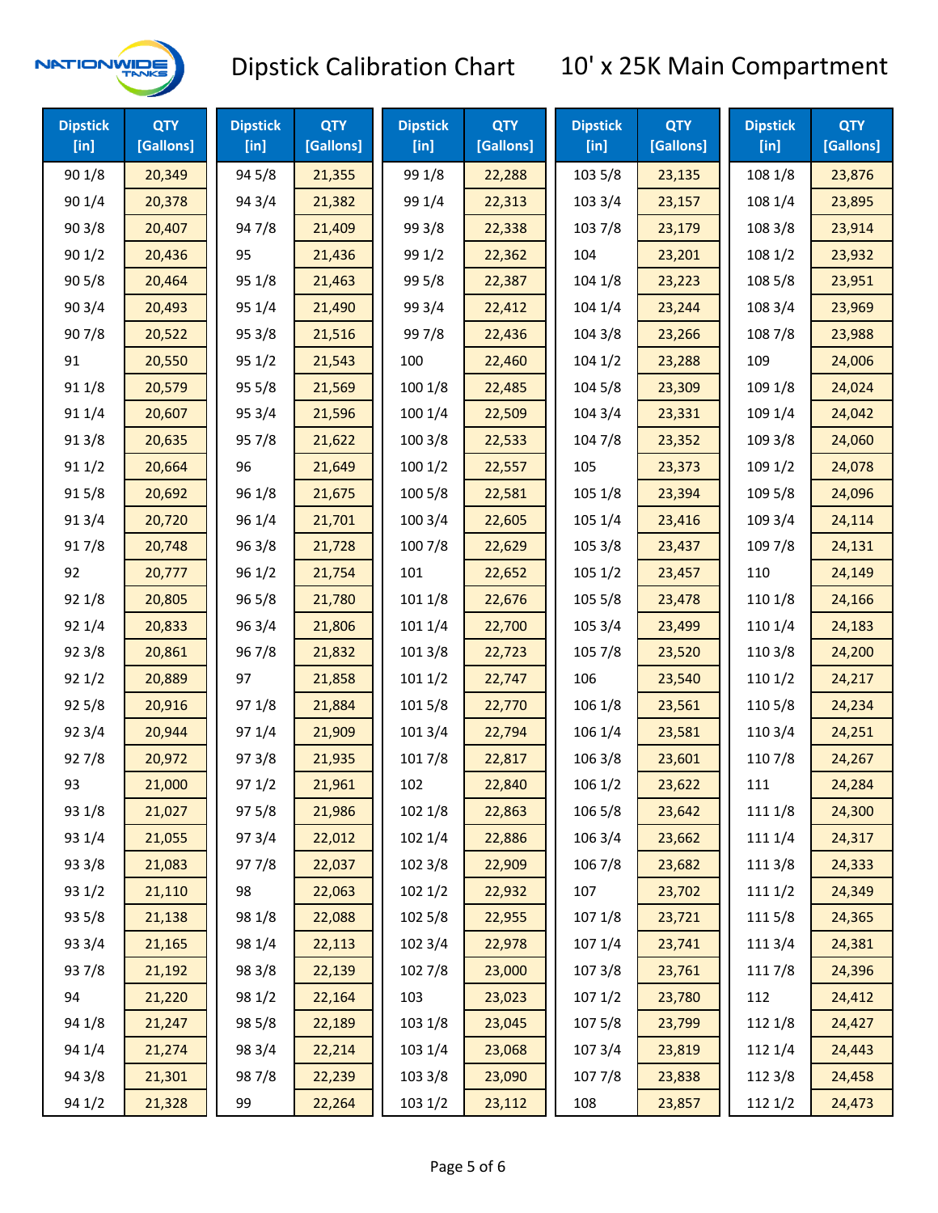# Dipstick Calibration Chart — 10' x 25K Main Compartment

| Dipstick [in] | QTY [Gallons] | Dipstick [in] | QTY [Gallons] | Dipstick [in] | QTY [Gallons] | Dipstick [in] | QTY [Gallons] | Dipstick [in] | QTY [Gallons] |
|---|---|---|---|---|---|---|---|---|---|
| 90 1/8 | 20,349 | 94 5/8 | 21,355 | 99 1/8 | 22,288 | 103 5/8 | 23,135 | 108 1/8 | 23,876 |
| 90 1/4 | 20,378 | 94 3/4 | 21,382 | 99 1/4 | 22,313 | 103 3/4 | 23,157 | 108 1/4 | 23,895 |
| 90 3/8 | 20,407 | 94 7/8 | 21,409 | 99 3/8 | 22,338 | 103 7/8 | 23,179 | 108 3/8 | 23,914 |
| 90 1/2 | 20,436 | 95 | 21,436 | 99 1/2 | 22,362 | 104 | 23,201 | 108 1/2 | 23,932 |
| 90 5/8 | 20,464 | 95 1/8 | 21,463 | 99 5/8 | 22,387 | 104 1/8 | 23,223 | 108 5/8 | 23,951 |
| 90 3/4 | 20,493 | 95 1/4 | 21,490 | 99 3/4 | 22,412 | 104 1/4 | 23,244 | 108 3/4 | 23,969 |
| 90 7/8 | 20,522 | 95 3/8 | 21,516 | 99 7/8 | 22,436 | 104 3/8 | 23,266 | 108 7/8 | 23,988 |
| 91 | 20,550 | 95 1/2 | 21,543 | 100 | 22,460 | 104 1/2 | 23,288 | 109 | 24,006 |
| 91 1/8 | 20,579 | 95 5/8 | 21,569 | 100 1/8 | 22,485 | 104 5/8 | 23,309 | 109 1/8 | 24,024 |
| 91 1/4 | 20,607 | 95 3/4 | 21,596 | 100 1/4 | 22,509 | 104 3/4 | 23,331 | 109 1/4 | 24,042 |
| 91 3/8 | 20,635 | 95 7/8 | 21,622 | 100 3/8 | 22,533 | 104 7/8 | 23,352 | 109 3/8 | 24,060 |
| 91 1/2 | 20,664 | 96 | 21,649 | 100 1/2 | 22,557 | 105 | 23,373 | 109 1/2 | 24,078 |
| 91 5/8 | 20,692 | 96 1/8 | 21,675 | 100 5/8 | 22,581 | 105 1/8 | 23,394 | 109 5/8 | 24,096 |
| 91 3/4 | 20,720 | 96 1/4 | 21,701 | 100 3/4 | 22,605 | 105 1/4 | 23,416 | 109 3/4 | 24,114 |
| 91 7/8 | 20,748 | 96 3/8 | 21,728 | 100 7/8 | 22,629 | 105 3/8 | 23,437 | 109 7/8 | 24,131 |
| 92 | 20,777 | 96 1/2 | 21,754 | 101 | 22,652 | 105 1/2 | 23,457 | 110 | 24,149 |
| 92 1/8 | 20,805 | 96 5/8 | 21,780 | 101 1/8 | 22,676 | 105 5/8 | 23,478 | 110 1/8 | 24,166 |
| 92 1/4 | 20,833 | 96 3/4 | 21,806 | 101 1/4 | 22,700 | 105 3/4 | 23,499 | 110 1/4 | 24,183 |
| 92 3/8 | 20,861 | 96 7/8 | 21,832 | 101 3/8 | 22,723 | 105 7/8 | 23,520 | 110 3/8 | 24,200 |
| 92 1/2 | 20,889 | 97 | 21,858 | 101 1/2 | 22,747 | 106 | 23,540 | 110 1/2 | 24,217 |
| 92 5/8 | 20,916 | 97 1/8 | 21,884 | 101 5/8 | 22,770 | 106 1/8 | 23,561 | 110 5/8 | 24,234 |
| 92 3/4 | 20,944 | 97 1/4 | 21,909 | 101 3/4 | 22,794 | 106 1/4 | 23,581 | 110 3/4 | 24,251 |
| 92 7/8 | 20,972 | 97 3/8 | 21,935 | 101 7/8 | 22,817 | 106 3/8 | 23,601 | 110 7/8 | 24,267 |
| 93 | 21,000 | 97 1/2 | 21,961 | 102 | 22,840 | 106 1/2 | 23,622 | 111 | 24,284 |
| 93 1/8 | 21,027 | 97 5/8 | 21,986 | 102 1/8 | 22,863 | 106 5/8 | 23,642 | 111 1/8 | 24,300 |
| 93 1/4 | 21,055 | 97 3/4 | 22,012 | 102 1/4 | 22,886 | 106 3/4 | 23,662 | 111 1/4 | 24,317 |
| 93 3/8 | 21,083 | 97 7/8 | 22,037 | 102 3/8 | 22,909 | 106 7/8 | 23,682 | 111 3/8 | 24,333 |
| 93 1/2 | 21,110 | 98 | 22,063 | 102 1/2 | 22,932 | 107 | 23,702 | 111 1/2 | 24,349 |
| 93 5/8 | 21,138 | 98 1/8 | 22,088 | 102 5/8 | 22,955 | 107 1/8 | 23,721 | 111 5/8 | 24,365 |
| 93 3/4 | 21,165 | 98 1/4 | 22,113 | 102 3/4 | 22,978 | 107 1/4 | 23,741 | 111 3/4 | 24,381 |
| 93 7/8 | 21,192 | 98 3/8 | 22,139 | 102 7/8 | 23,000 | 107 3/8 | 23,761 | 111 7/8 | 24,396 |
| 94 | 21,220 | 98 1/2 | 22,164 | 103 | 23,023 | 107 1/2 | 23,780 | 112 | 24,412 |
| 94 1/8 | 21,247 | 98 5/8 | 22,189 | 103 1/8 | 23,045 | 107 5/8 | 23,799 | 112 1/8 | 24,427 |
| 94 1/4 | 21,274 | 98 3/4 | 22,214 | 103 1/4 | 23,068 | 107 3/4 | 23,819 | 112 1/4 | 24,443 |
| 94 3/8 | 21,301 | 98 7/8 | 22,239 | 103 3/8 | 23,090 | 107 7/8 | 23,838 | 112 3/8 | 24,458 |
| 94 1/2 | 21,328 | 99 | 22,264 | 103 1/2 | 23,112 | 108 | 23,857 | 112 1/2 | 24,473 |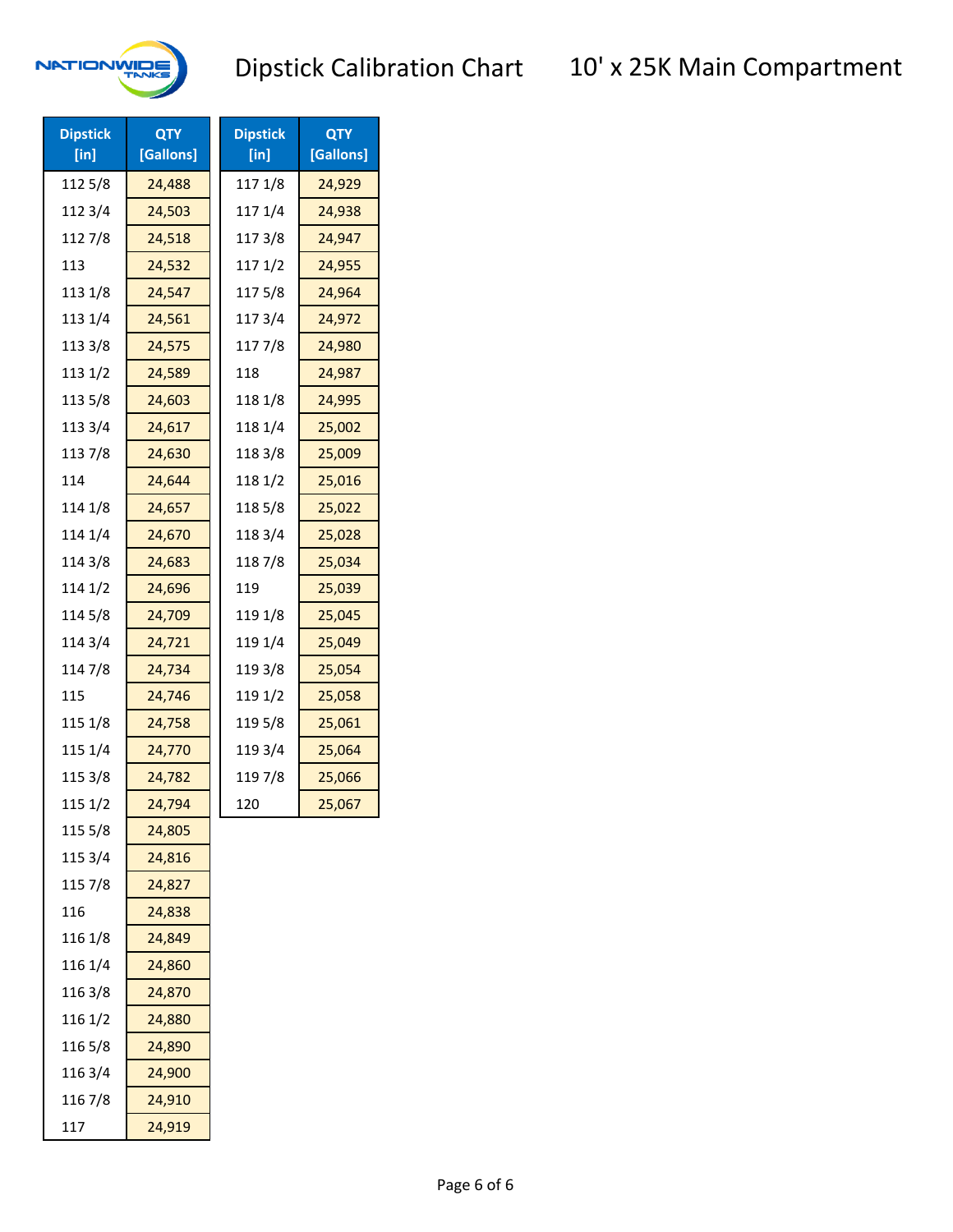# Dipstick Calibration Chart 10' x 25K Main Compartment

| Dipstick [in] | QTY [Gallons] |
|---|---|
| 112 5/8 | 24,488 |
| 112 3/4 | 24,503 |
| 112 7/8 | 24,518 |
| 113 | 24,532 |
| 113 1/8 | 24,547 |
| 113 1/4 | 24,561 |
| 113 3/8 | 24,575 |
| 113 1/2 | 24,589 |
| 113 5/8 | 24,603 |
| 113 3/4 | 24,617 |
| 113 7/8 | 24,630 |
| 114 | 24,644 |
| 114 1/8 | 24,657 |
| 114 1/4 | 24,670 |
| 114 3/8 | 24,683 |
| 114 1/2 | 24,696 |
| 114 5/8 | 24,709 |
| 114 3/4 | 24,721 |
| 114 7/8 | 24,734 |
| 115 | 24,746 |
| 115 1/8 | 24,758 |
| 115 1/4 | 24,770 |
| 115 3/8 | 24,782 |
| 115 1/2 | 24,794 |
| 115 5/8 | 24,805 |
| 115 3/4 | 24,816 |
| 115 7/8 | 24,827 |
| 116 | 24,838 |
| 116 1/8 | 24,849 |
| 116 1/4 | 24,860 |
| 116 3/8 | 24,870 |
| 116 1/2 | 24,880 |
| 116 5/8 | 24,890 |
| 116 3/4 | 24,900 |
| 116 7/8 | 24,910 |
| 117 | 24,919 |
| 117 1/8 | 24,929 |
| 117 1/4 | 24,938 |
| 117 3/8 | 24,947 |
| 117 1/2 | 24,955 |
| 117 5/8 | 24,964 |
| 117 3/4 | 24,972 |
| 117 7/8 | 24,980 |
| 118 | 24,987 |
| 118 1/8 | 24,995 |
| 118 1/4 | 25,002 |
| 118 3/8 | 25,009 |
| 118 1/2 | 25,016 |
| 118 5/8 | 25,022 |
| 118 3/4 | 25,028 |
| 118 7/8 | 25,034 |
| 119 | 25,039 |
| 119 1/8 | 25,045 |
| 119 1/4 | 25,049 |
| 119 3/8 | 25,054 |
| 119 1/2 | 25,058 |
| 119 5/8 | 25,061 |
| 119 3/4 | 25,064 |
| 119 7/8 | 25,066 |
| 120 | 25,067 |